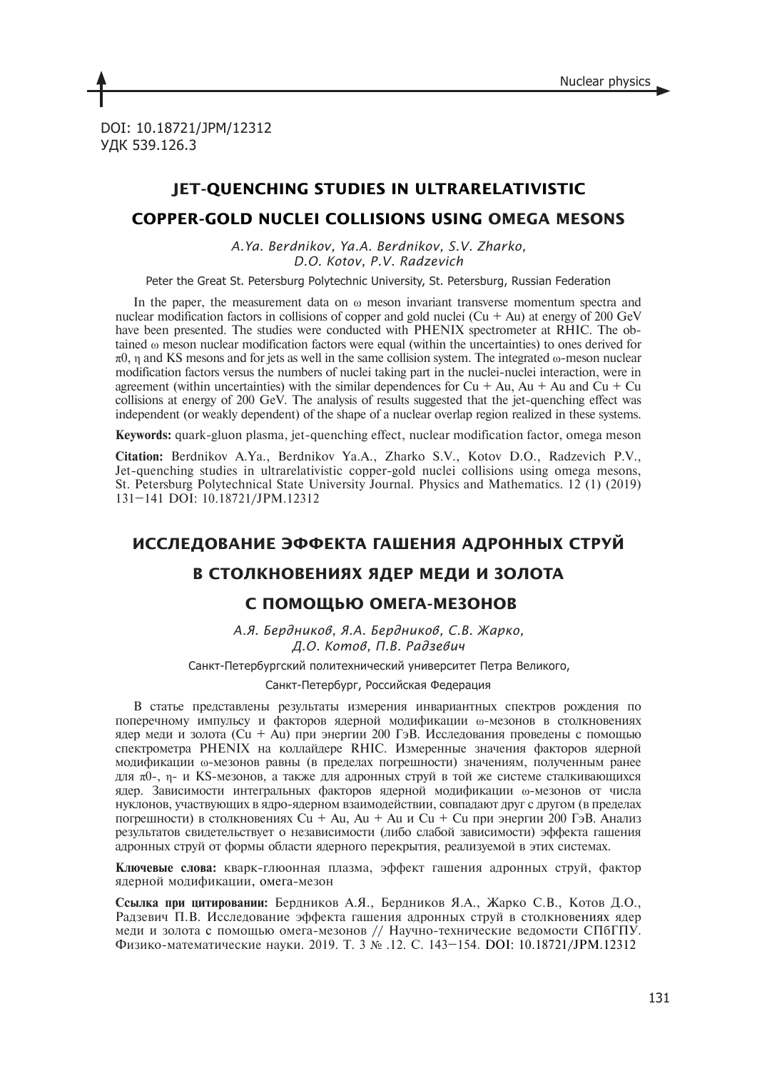DOI: 10.18721/JPM/12312
УДК 539.126.3

# JET-QUENCHING STUDIES IN ULTRARELATIVISTIC COPPER-GOLD NUCLEI COLLISIONS USING OMEGA MESONS

*A.Ya. Berdnikov, Ya.A. Berdnikov, S.V. Zharko, D.O. Kotov, P.V. Radzevich*

Peter the Great St. Petersburg Polytechnic University, St. Petersburg, Russian Federation

In the paper, the measurement data on $\omega$ meson invariant transverse momentum spectra and nuclear modification factors in collisions of copper and gold nuclei (Cu + Au) at energy of 200 GeV have been presented. The studies were conducted with PHENIX spectrometer at RHIC. The obtained $\omega$ meson nuclear modification factors were equal (within the uncertainties) to ones derived for $\pi$0, $\eta$ and KS mesons and for jets as well in the same collision system. The integrated $\omega$-meson nuclear modification factors versus the numbers of nuclei taking part in the nuclei-nuclei interaction, were in agreement (within uncertainties) with the similar dependences for Cu + Au, Au + Au and Cu + Cu collisions at energy of 200 GeV. The analysis of results suggested that the jet-quenching effect was independent (or weakly dependent) of the shape of a nuclear overlap region realized in these systems.

**Keywords:** quark-gluon plasma, jet-quenching effect, nuclear modification factor, omega meson

**Citation:** Berdnikov A.Ya., Berdnikov Ya.A., Zharko S.V., Kotov D.O., Radzevich P.V., Jet-quenching studies in ultrarelativistic copper-gold nuclei collisions using omega mesons, St. Petersburg Polytechnical State University Journal. Physics and Mathematics. 12 (1) (2019) 131–141 DOI: 10.18721/JPM.12312

# ИССЛЕДОВАНИЕ ЭФФЕКТА ГАШЕНИЯ АДРОННЫХ СТРУЙ В СТОЛКНОВЕНИЯХ ЯДЕР МЕДИ И ЗОЛОТА С ПОМОЩЬЮ ОМЕГА-МЕЗОНОВ

*А.Я. Бердников, Я.А. Бердников, С.В. Жарко, Д.О. Котов, П.В. Радзевич*

Санкт-Петербургский политехнический университет Петра Великого,

Санкт-Петербург, Российская Федерация

В статье представлены результаты измерения инвариантных спектров рождения по поперечному импульсу и факторов ядерной модификации $\omega$-мезонов в столкновениях ядер меди и золота (Cu + Au) при энергии 200 ГэВ. Исследования проведены с помощью спектрометра PHENIX на коллайдере RHIC. Измеренные значения факторов ядерной модификации $\omega$-мезонов равны (в пределах погрешности) значениям, полученным ранее для $\pi$0-, $\eta$- и KS-мезонов, а также для адронных струй в той же системе сталкивающихся ядер. Зависимости интегральных факторов ядерной модификации $\omega$-мезонов от числа нуклонов, участвующих в ядро-ядерном взаимодействии, совпадают друг с другом (в пределах погрешности) в столкновениях Cu + Au, Au + Au и Cu + Cu при энергии 200 ГэВ. Анализ результатов свидетельствует о независимости (либо слабой зависимости) эффекта гашения адронных струй от формы области ядерного перекрытия, реализуемой в этих системах.

**Ключевые слова:** кварк-глюонная плазма, эффект гашения адронных струй, фактор ядерной модификации, омега-мезон

**Ссылка при цитировании:** Бердников А.Я., Бердников Я.А., Жарко С.В., Котов Д.О., Радзевич П.В. Исследование эффекта гашения адронных струй в столкновениях ядер меди и золота с помощью омега-мезонов // Научно-технические ведомости СПбГПУ. Физико-математические науки. 2019. Т. 3 № .12. С. 143–154. DOI: 10.18721/JPM.12312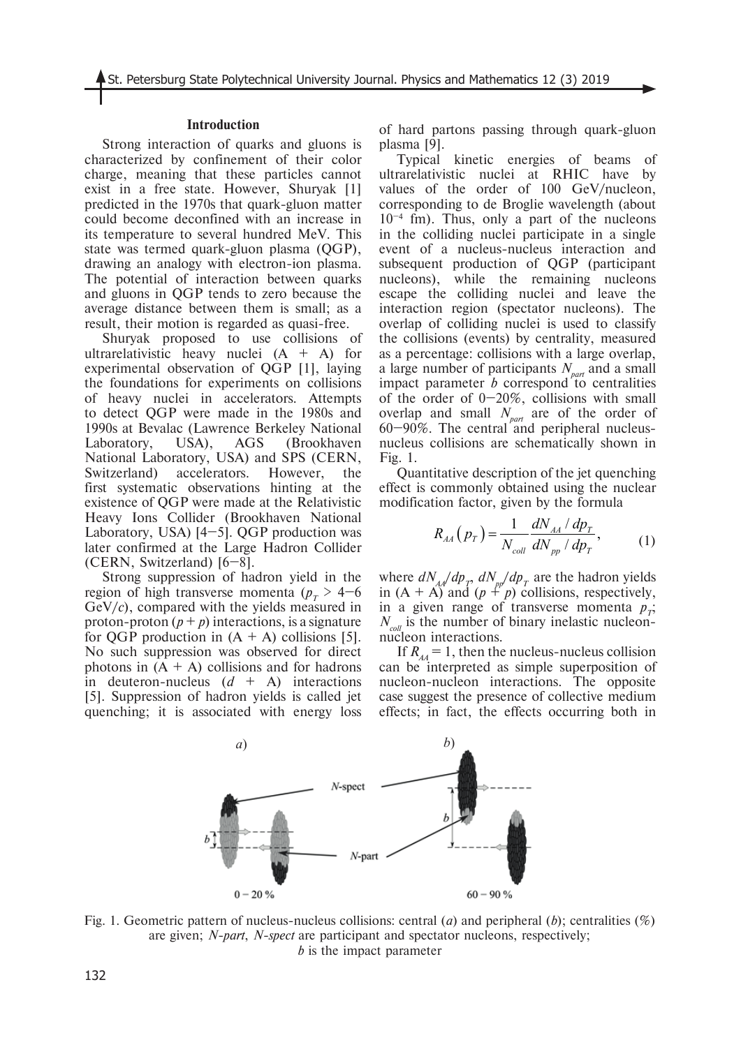## Introduction

Strong interaction of quarks and gluons is characterized by confinement of their color charge, meaning that these particles cannot exist in a free state. However, Shuryak [1] predicted in the 1970s that quark-gluon matter could become deconfined with an increase in its temperature to several hundred MeV. This state was termed quark-gluon plasma (QGP), drawing an analogy with electron-ion plasma. The potential of interaction between quarks and gluons in QGP tends to zero because the average distance between them is small; as a result, their motion is regarded as quasi-free.

Shuryak proposed to use collisions of ultrarelativistic heavy nuclei (A + A) for experimental observation of QGP [1], laying the foundations for experiments on collisions of heavy nuclei in accelerators. Attempts to detect QGP were made in the 1980s and 1990s at Bevalac (Lawrence Berkeley National Laboratory, USA), AGS (Brookhaven National Laboratory, USA) and SPS (CERN, Switzerland) accelerators. However, the first systematic observations hinting at the existence of QGP were made at the Relativistic Heavy Ions Collider (Brookhaven National Laboratory, USA) [4–5]. QGP production was later confirmed at the Large Hadron Collider (CERN, Switzerland) [6–8].

Strong suppression of hadron yield in the region of high transverse momenta ($p_T$ > 4–6 GeV/$c$), compared with the yields measured in proton-proton ($p + p$) interactions, is a signature for QGP production in (A + A) collisions [5]. No such suppression was observed for direct photons in (A + A) collisions and for hadrons in deuteron-nucleus ($d$ + A) interactions [5]. Suppression of hadron yields is called jet quenching; it is associated with energy loss of hard partons passing through quark-gluon plasma [9].

Typical kinetic energies of beams of ultrarelativistic nuclei at RHIC have by values of the order of 100 GeV/nucleon, corresponding to de Broglie wavelength (about $10^{-4}$ fm). Thus, only a part of the nucleons in the colliding nuclei participate in a single event of a nucleus-nucleus interaction and subsequent production of QGP (participant nucleons), while the remaining nucleons escape the colliding nuclei and leave the interaction region (spectator nucleons). The overlap of colliding nuclei is used to classify the collisions (events) by centrality, measured as a percentage: collisions with a large overlap, a large number of participants $N_{part}$ and a small impact parameter $b$ correspond to centralities of the order of 0–20%, collisions with small overlap and small $N_{part}$ are of the order of 60–90%. The central and peripheral nucleus-nucleus collisions are schematically shown in Fig. 1.

Quantitative description of the jet quenching effect is commonly obtained using the nuclear modification factor, given by the formula

$$R_{AA}(p_T) = \frac{1}{N_{coll}} \frac{dN_{AA}/dp_T}{dN_{pp}/dp_T}, \qquad (1)$$

where $dN_{AA}/dp_T$, $dN_{pp}/dp_T$ are the hadron yields in (A + A) and ($p + p$) collisions, respectively, in a given range of transverse momenta $p_T$; $N_{coll}$ is the number of binary inelastic nucleon-nucleon interactions.

If $R_{AA} = 1$, then the nucleus-nucleus collision can be interpreted as simple superposition of nucleon-nucleon interactions. The opposite case suggest the presence of collective medium effects; in fact, the effects occurring both in

Fig. 1. Geometric pattern of nucleus-nucleus collisions: central ($a$) and peripheral ($b$); centralities (%) are given; *N-part*, *N-spect* are participant and spectator nucleons, respectively; $b$ is the impact parameter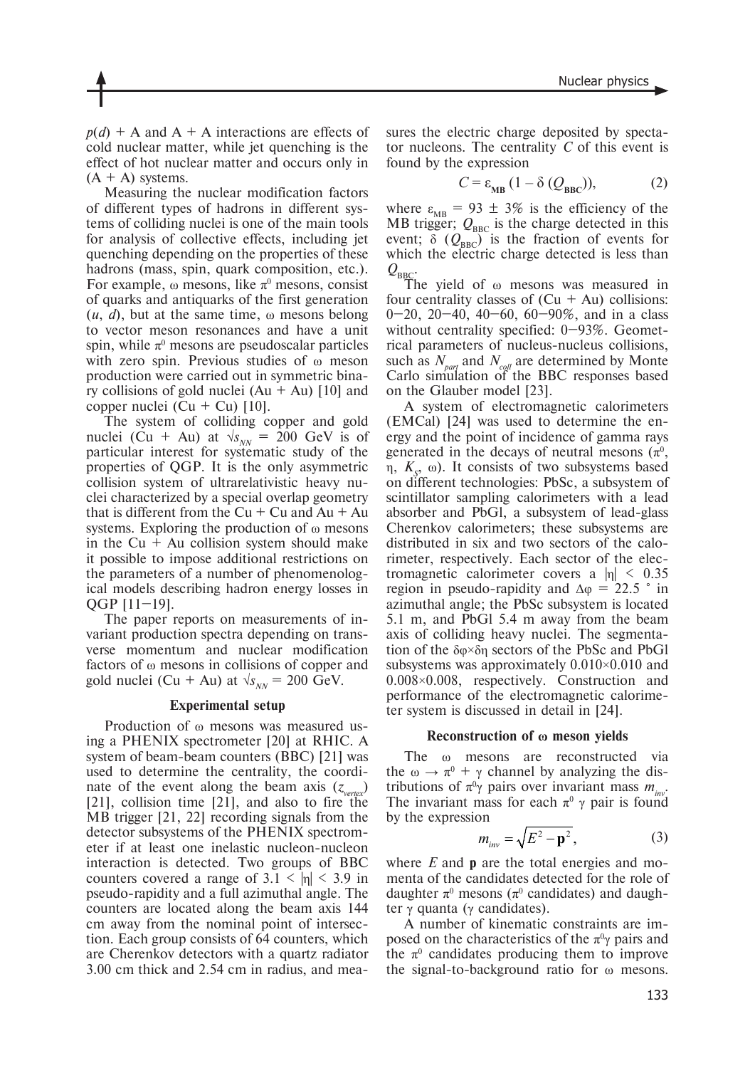$p(d)$ + A and A + A interactions are effects of cold nuclear matter, while jet quenching is the effect of hot nuclear matter and occurs only in (A + A) systems.

Measuring the nuclear modification factors of different types of hadrons in different systems of colliding nuclei is one of the main tools for analysis of collective effects, including jet quenching depending on the properties of these hadrons (mass, spin, quark composition, etc.). For example, ω mesons, like $\pi^0$ mesons, consist of quarks and antiquarks of the first generation ($u$, $d$), but at the same time, ω mesons belong to vector meson resonances and have a unit spin, while $\pi^0$ mesons are pseudoscalar particles with zero spin. Previous studies of ω meson production were carried out in symmetric binary collisions of gold nuclei (Au + Au) [10] and copper nuclei (Cu + Cu) [10].

The system of colliding copper and gold nuclei (Cu + Au) at $\sqrt{s_{NN}}$ = 200 GeV is of particular interest for systematic study of the properties of QGP. It is the only asymmetric collision system of ultrarelativistic heavy nuclei characterized by a special overlap geometry that is different from the Cu + Cu and Au + Au systems. Exploring the production of ω mesons in the Cu + Au collision system should make it possible to impose additional restrictions on the parameters of a number of phenomenological models describing hadron energy losses in QGP [11–19].

The paper reports on measurements of invariant production spectra depending on transverse momentum and nuclear modification factors of ω mesons in collisions of copper and gold nuclei (Cu + Au) at $\sqrt{s_{NN}}$ = 200 GeV.

## Experimental setup

Production of ω mesons was measured using a PHENIX spectrometer [20] at RHIC. A system of beam-beam counters (BBC) [21] was used to determine the centrality, the coordinate of the event along the beam axis ($z_{vertex}$) [21], collision time [21], and also to fire the MB trigger [21, 22] recording signals from the detector subsystems of the PHENIX spectrometer if at least one inelastic nucleon-nucleon interaction is detected. Two groups of BBC counters covered a range of $3.1 < |\eta| < 3.9$ in pseudo-rapidity and a full azimuthal angle. The counters are located along the beam axis 144 cm away from the nominal point of intersection. Each group consists of 64 counters, which are Cherenkov detectors with a quartz radiator 3.00 cm thick and 2.54 cm in radius, and measures the electric charge deposited by spectator nucleons. The centrality $C$ of this event is found by the expression

$$C = \varepsilon_{\mathbf{MB}}\,(1 - \delta\,(Q_{\mathbf{BBC}})), \qquad (2)$$

where $\varepsilon_{\mathrm{MB}} = 93 \pm 3\%$ is the efficiency of the MB trigger; $Q_{\mathrm{BBC}}$ is the charge detected in this event; $\delta\,(Q_{\mathrm{BBC}})$ is the fraction of events for which the electric charge detected is less than $Q_{\mathrm{BBC}}$.

The yield of ω mesons was measured in four centrality classes of (Cu + Au) collisions: 0–20, 20–40, 40–60, 60–90%, and in a class without centrality specified: 0–93%. Geometrical parameters of nucleus-nucleus collisions, such as $N_{part}$ and $N_{coll}$ are determined by Monte Carlo simulation of the BBC responses based on the Glauber model [23].

A system of electromagnetic calorimeters (EMCal) [24] was used to determine the energy and the point of incidence of gamma rays generated in the decays of neutral mesons ($\pi^0$, η, $K_S$, ω). It consists of two subsystems based on different technologies: PbSc, a subsystem of scintillator sampling calorimeters with a lead absorber and PbGl, a subsystem of lead-glass Cherenkov calorimeters; these subsystems are distributed in six and two sectors of the calorimeter, respectively. Each sector of the electromagnetic calorimeter covers a $|\eta| < 0.35$ region in pseudo-rapidity and $\Delta\varphi = 22.5$ ° in azimuthal angle; the PbSc subsystem is located 5.1 m, and PbGl 5.4 m away from the beam axis of colliding heavy nuclei. The segmentation of the $\delta\varphi\times\delta\eta$ sectors of the PbSc and PbGl subsystems was approximately 0.010×0.010 and 0.008×0.008, respectively. Construction and performance of the electromagnetic calorimeter system is discussed in detail in [24].

## Reconstruction of ω meson yields

The ω mesons are reconstructed via the $\omega \to \pi^0 + \gamma$ channel by analyzing the distributions of $\pi^0\gamma$ pairs over invariant mass $m_{inv}$. The invariant mass for each $\pi^0$ γ pair is found by the expression

$$m_{inv} = \sqrt{E^2 - \mathbf{p}^2}, \qquad (3)$$

where $E$ and $\mathbf{p}$ are the total energies and momenta of the candidates detected for the role of daughter $\pi^0$ mesons ($\pi^0$ candidates) and daughter γ quanta (γ candidates).

A number of kinematic constraints are imposed on the characteristics of the $\pi^0\gamma$ pairs and the $\pi^0$ candidates producing them to improve the signal-to-background ratio for ω mesons.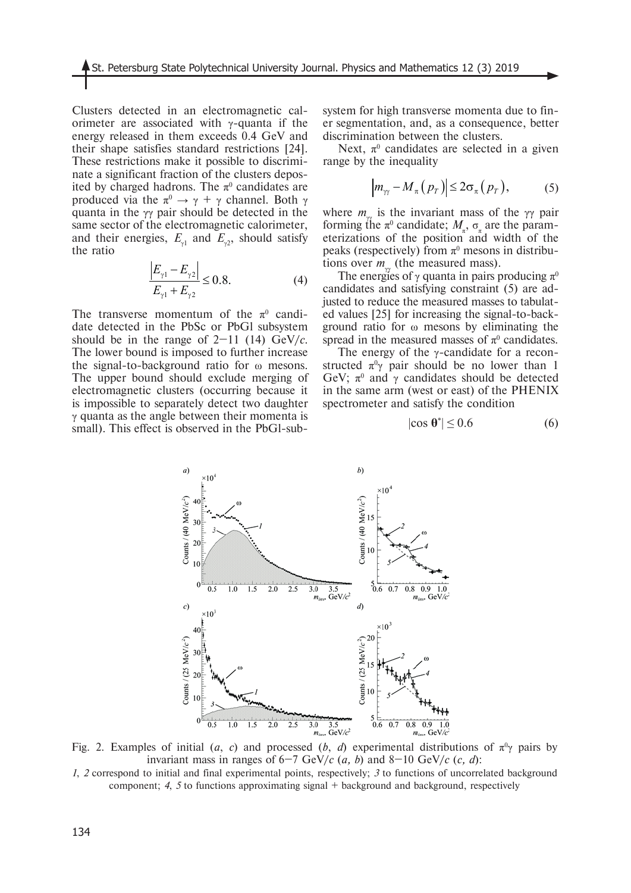Clusters detected in an electromagnetic calorimeter are associated with γ-quanta if the energy released in them exceeds 0.4 GeV and their shape satisfies standard restrictions [24]. These restrictions make it possible to discriminate a significant fraction of the clusters deposited by charged hadrons. The $\pi^0$ candidates are produced via the $\pi^0 \rightarrow \gamma + \gamma$ channel. Both γ quanta in the γγ pair should be detected in the same sector of the electromagnetic calorimeter, and their energies, $E_{\gamma 1}$ and $E_{\gamma 2}$, should satisfy the ratio

$$\frac{\left|E_{\gamma 1}-E_{\gamma 2}\right|}{E_{\gamma 1}+E_{\gamma 2}} \leq 0.8. \tag{4}$$

The transverse momentum of the $\pi^0$ candidate detected in the PbSc or PbGl subsystem should be in the range of 2–11 (14) GeV/*c*. The lower bound is imposed to further increase the signal-to-background ratio for ω mesons. The upper bound should exclude merging of electromagnetic clusters (occurring because it is impossible to separately detect two daughter γ quanta as the angle between their momenta is small). This effect is observed in the PbGl-subsystem for high transverse momenta due to finer segmentation, and, as a consequence, better discrimination between the clusters.

Next, $\pi^0$ candidates are selected in a given range by the inequality

$$\left|m_{\gamma\gamma}-M_{\pi}\left(p_T\right)\right| \leq 2\sigma_{\pi}\left(p_T\right), \tag{5}$$

where $m_{\gamma\gamma}$ is the invariant mass of the γγ pair forming the $\pi^0$ candidate; $M_\pi$, $\sigma_\pi$ are the parameterizations of the position and width of the peaks (respectively) from $\pi^0$ mesons in distributions over $m_{\gamma\gamma}$ (the measured mass).

The energies of γ quanta in pairs producing $\pi^0$ candidates and satisfying constraint (5) are adjusted to reduce the measured masses to tabulated values [25] for increasing the signal-to-background ratio for ω mesons by eliminating the spread in the measured masses of $\pi^0$ candidates.

The energy of the γ-candidate for a reconstructed $\pi^0\gamma$ pair should be no lower than 1 GeV; $\pi^0$ and γ candidates should be detected in the same arm (west or east) of the PHENIX spectrometer and satisfy the condition

$$|\cos \theta^*| \leq 0.6 \tag{6}$$

Fig. 2. Examples of initial (*a*, *c*) and processed (*b*, *d*) experimental distributions of $\pi^0\gamma$ pairs by invariant mass in ranges of 6–7 GeV/*c* (*a, b*) and 8–10 GeV/*c* (*c, d*):
*1*, *2* correspond to initial and final experimental points, respectively; *3* to functions of uncorrelated background component; *4*, *5* to functions approximating signal + background and background, respectively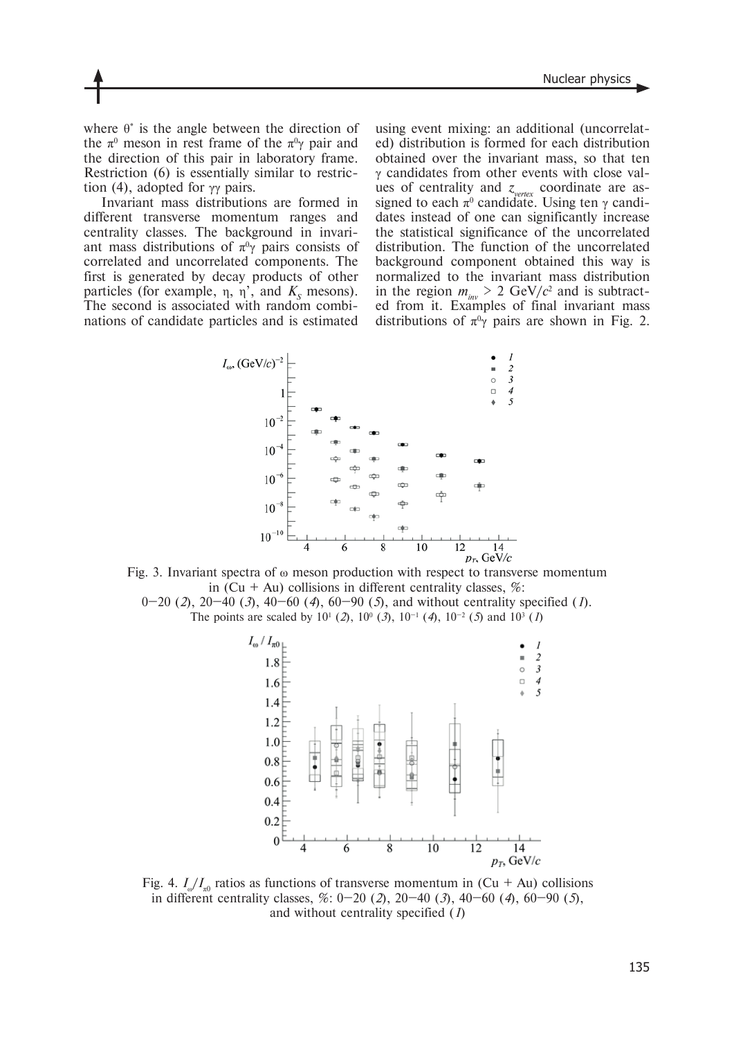where $\theta^*$ is the angle between the direction of the $\pi^0$ meson in rest frame of the $\pi^0\gamma$ pair and the direction of this pair in laboratory frame. Restriction (6) is essentially similar to restriction (4), adopted for $\gamma\gamma$ pairs.

Invariant mass distributions are formed in different transverse momentum ranges and centrality classes. The background in invariant mass distributions of $\pi^0\gamma$ pairs consists of correlated and uncorrelated components. The first is generated by decay products of other particles (for example, $\eta$, $\eta'$, and $K_S$ mesons). The second is associated with random combinations of candidate particles and is estimated using event mixing: an additional (uncorrelated) distribution is formed for each distribution obtained over the invariant mass, so that ten $\gamma$ candidates from other events with close values of centrality and $z_{vertex}$ coordinate are assigned to each $\pi^0$ candidate. Using ten $\gamma$ candidates instead of one can significantly increase the statistical significance of the uncorrelated distribution. The function of the uncorrelated background component obtained this way is normalized to the invariant mass distribution in the region $m_{inv} > 2$ GeV/$c^2$ and is subtracted from it. Examples of final invariant mass distributions of $\pi^0\gamma$ pairs are shown in Fig. 2.

Fig. 3. Invariant spectra of $\omega$ meson production with respect to transverse momentum in (Cu + Au) collisions in different centrality classes, %: 0–20 (*2*), 20–40 (*3*), 40–60 (*4*), 60–90 (*5*), and without centrality specified (*1*). The points are scaled by $10^1$ (*2*), $10^0$ (*3*), $10^{-1}$ (*4*), $10^{-2}$ (*5*) and $10^3$ (*1*)

Fig. 4. $I_\omega/I_{\pi 0}$ ratios as functions of transverse momentum in (Cu + Au) collisions in different centrality classes, %: 0–20 (*2*), 20–40 (*3*), 40–60 (*4*), 60–90 (*5*), and without centrality specified (*1*)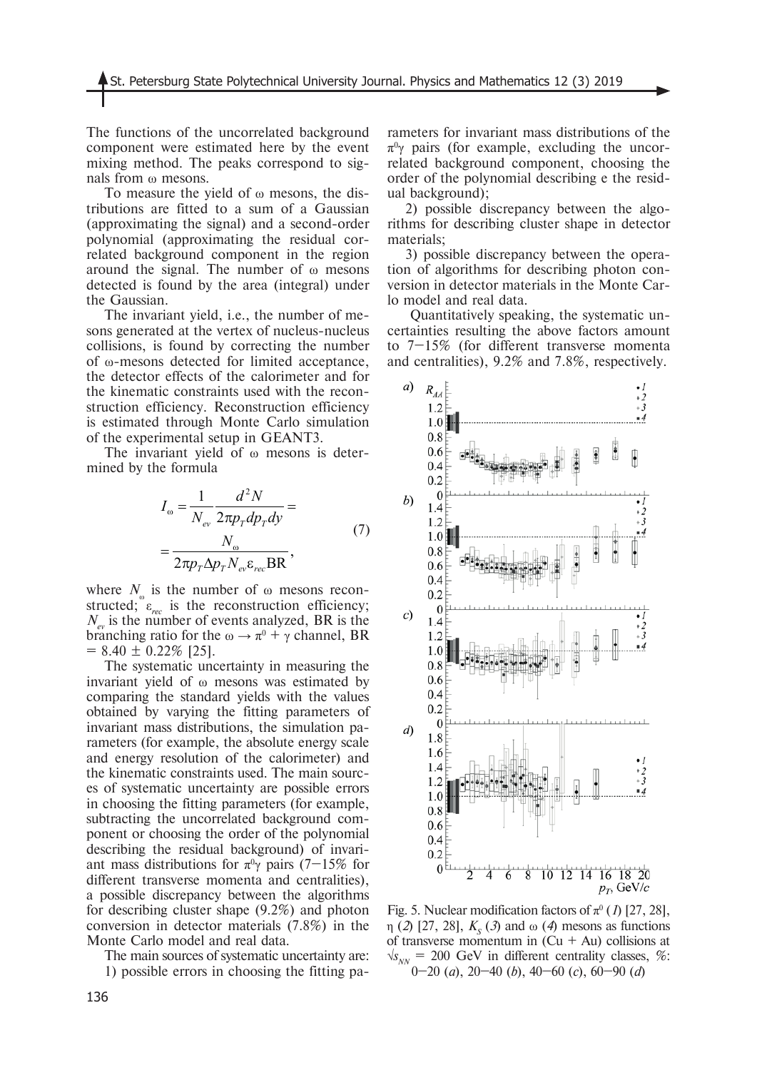The functions of the uncorrelated background component were estimated here by the event mixing method. The peaks correspond to signals from ω mesons.

To measure the yield of ω mesons, the distributions are fitted to a sum of a Gaussian (approximating the signal) and a second-order polynomial (approximating the residual correlated background component in the region around the signal. The number of ω mesons detected is found by the area (integral) under the Gaussian.

The invariant yield, i.e., the number of mesons generated at the vertex of nucleus-nucleus collisions, is found by correcting the number of ω-mesons detected for limited acceptance, the detector effects of the calorimeter and for the kinematic constraints used with the reconstruction efficiency. Reconstruction efficiency is estimated through Monte Carlo simulation of the experimental setup in GEANT3.

The invariant yield of ω mesons is determined by the formula

$$I_\omega = \frac{1}{N_{ev}} \frac{d^2 N}{2\pi p_T dp_T dy} = \frac{N_\omega}{2\pi p_T \Delta p_T N_{ev} \varepsilon_{rec} \mathrm{BR}}, \quad (7)$$

where $N_\omega$ is the number of ω mesons reconstructed; $\varepsilon_{rec}$ is the reconstruction efficiency; $N_{ev}$ is the number of events analyzed, BR is the branching ratio for the $\omega \to \pi^0 + \gamma$ channel, BR $= 8.40 \pm 0.22\%$ [25].

The systematic uncertainty in measuring the invariant yield of ω mesons was estimated by comparing the standard yields with the values obtained by varying the fitting parameters of invariant mass distributions, the simulation parameters (for example, the absolute energy scale and energy resolution of the calorimeter) and the kinematic constraints used. The main sources of systematic uncertainty are possible errors in choosing the fitting parameters (for example, subtracting the uncorrelated background component or choosing the order of the polynomial describing the residual background) of invariant mass distributions for $\pi^0\gamma$ pairs (7–15% for different transverse momenta and centralities), a possible discrepancy between the algorithms for describing cluster shape (9.2%) and photon conversion in detector materials (7.8%) in the Monte Carlo model and real data.

The main sources of systematic uncertainty are:

1) possible errors in choosing the fitting parameters for invariant mass distributions of the $\pi^0\gamma$ pairs (for example, excluding the uncorrelated background component, choosing the order of the polynomial describing e the residual background);

2) possible discrepancy between the algorithms for describing cluster shape in detector materials;

3) possible discrepancy between the operation of algorithms for describing photon conversion in detector materials in the Monte Carlo model and real data.

Quantitatively speaking, the systematic uncertainties resulting the above factors amount to 7–15% (for different transverse momenta and centralities), 9.2% and 7.8%, respectively.

Fig. 5. Nuclear modification factors of $\pi^0$ (*1*) [27, 28], η (*2*) [27, 28], $K_S$ (*3*) and ω (*4*) mesons as functions of transverse momentum in (Cu + Au) collisions at $\sqrt{s_{NN}}$ = 200 GeV in different centrality classes, %: 0–20 (*a*), 20–40 (*b*), 40–60 (*c*), 60–90 (*d*)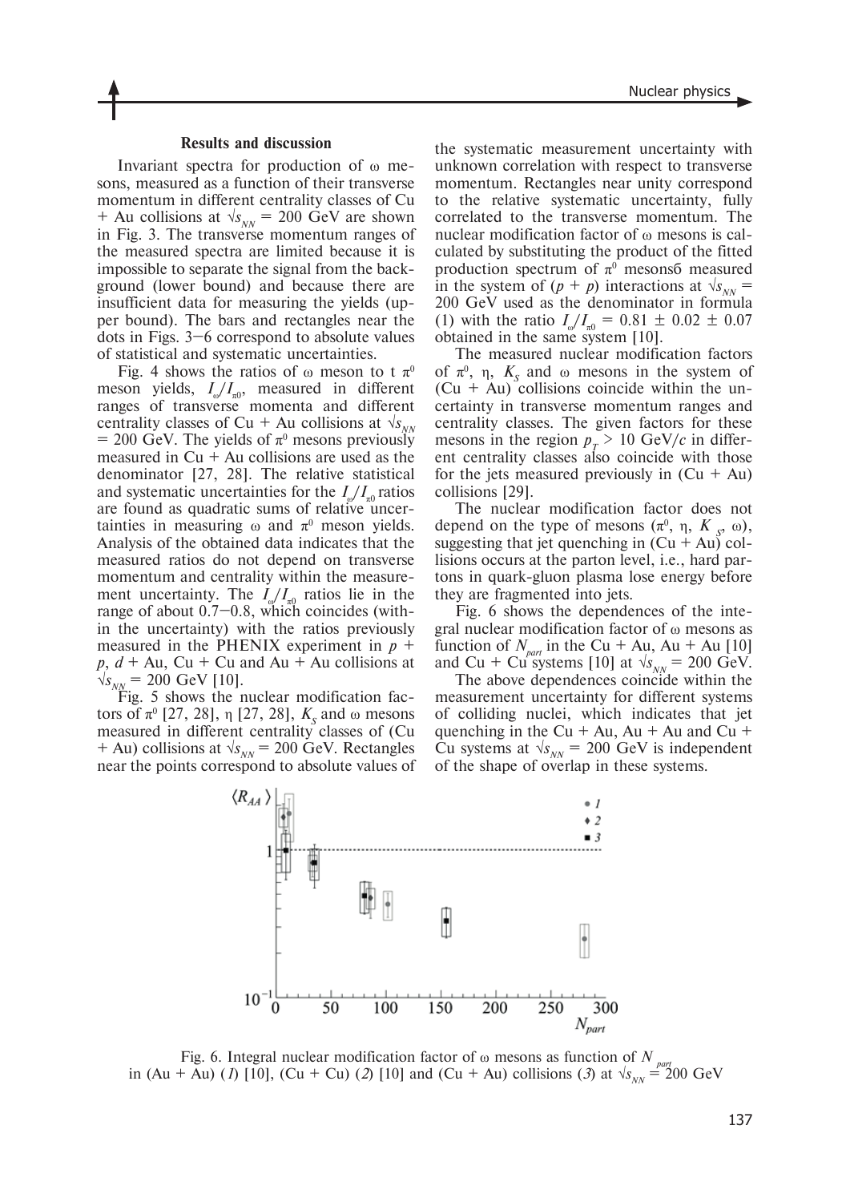### Results and discussion

Invariant spectra for production of ω mesons, measured as a function of their transverse momentum in different centrality classes of Cu + Au collisions at $\sqrt{s_{NN}}$ = 200 GeV are shown in Fig. 3. The transverse momentum ranges of the measured spectra are limited because it is impossible to separate the signal from the background (lower bound) and because there are insufficient data for measuring the yields (upper bound). The bars and rectangles near the dots in Figs. 3–6 correspond to absolute values of statistical and systematic uncertainties.

Fig. 4 shows the ratios of ω meson to t $\pi^0$ meson yields, $I_\omega/I_{\pi 0}$, measured in different ranges of transverse momenta and different centrality classes of Cu + Au collisions at $\sqrt{s_{NN}}$ = 200 GeV. The yields of $\pi^0$ mesons previously measured in Cu + Au collisions are used as the denominator [27, 28]. The relative statistical and systematic uncertainties for the $I_\omega/I_{\pi 0}$ ratios are found as quadratic sums of relative uncertainties in measuring ω and $\pi^0$ meson yields. Analysis of the obtained data indicates that the measured ratios do not depend on transverse momentum and centrality within the measurement uncertainty. The $I_\omega/I_{\pi 0}$ ratios lie in the range of about 0.7–0.8, which coincides (within the uncertainty) with the ratios previously measured in the PHENIX experiment in $p$ + $p$, $d$ + Au, Cu + Cu and Au + Au collisions at $\sqrt{s_{NN}}$ = 200 GeV [10].

Fig. 5 shows the nuclear modification factors of $\pi^0$ [27, 28], η [27, 28], $K_S$ and ω mesons measured in different centrality classes of (Cu + Au) collisions at $\sqrt{s_{NN}}$ = 200 GeV. Rectangles near the points correspond to absolute values of the systematic measurement uncertainty with unknown correlation with respect to transverse momentum. Rectangles near unity correspond to the relative systematic uncertainty, fully correlated to the transverse momentum. The nuclear modification factor of ω mesons is calculated by substituting the product of the fitted production spectrum of $\pi^0$ mesonsб measured in the system of ($p$ + $p$) interactions at $\sqrt{s_{NN}}$ = 200 GeV used as the denominator in formula (1) with the ratio $I_\omega/I_{\pi 0}$ = 0.81 ± 0.02 ± 0.07 obtained in the same system [10].

The measured nuclear modification factors of $\pi^0$, η, $K_S$ and ω mesons in the system of (Cu + Au) collisions coincide within the uncertainty in transverse momentum ranges and centrality classes. The given factors for these mesons in the region $p_T$ > 10 GeV/$c$ in different centrality classes also coincide with those for the jets measured previously in (Cu + Au) collisions [29].

The nuclear modification factor does not depend on the type of mesons ($\pi^0$, η, $K_S$, ω), suggesting that jet quenching in (Cu + Au) collisions occurs at the parton level, i.e., hard partons in quark-gluon plasma lose energy before they are fragmented into jets.

Fig. 6 shows the dependences of the integral nuclear modification factor of ω mesons as function of $N_{part}$ in the Cu + Au, Au + Au [10] and Cu + Cu systems [10] at $\sqrt{s_{NN}}$ = 200 GeV.

The above dependences coincide within the measurement uncertainty for different systems of colliding nuclei, which indicates that jet quenching in the Cu + Au, Au + Au and Cu + Cu systems at $\sqrt{s_{NN}}$ = 200 GeV is independent of the shape of overlap in these systems.

Fig. 6. Integral nuclear modification factor of ω mesons as function of $N_{part}$ in (Au + Au) (*1*) [10], (Cu + Cu) (*2*) [10] and (Cu + Au) collisions (*3*) at $\sqrt{s_{NN}}$ = 200 GeV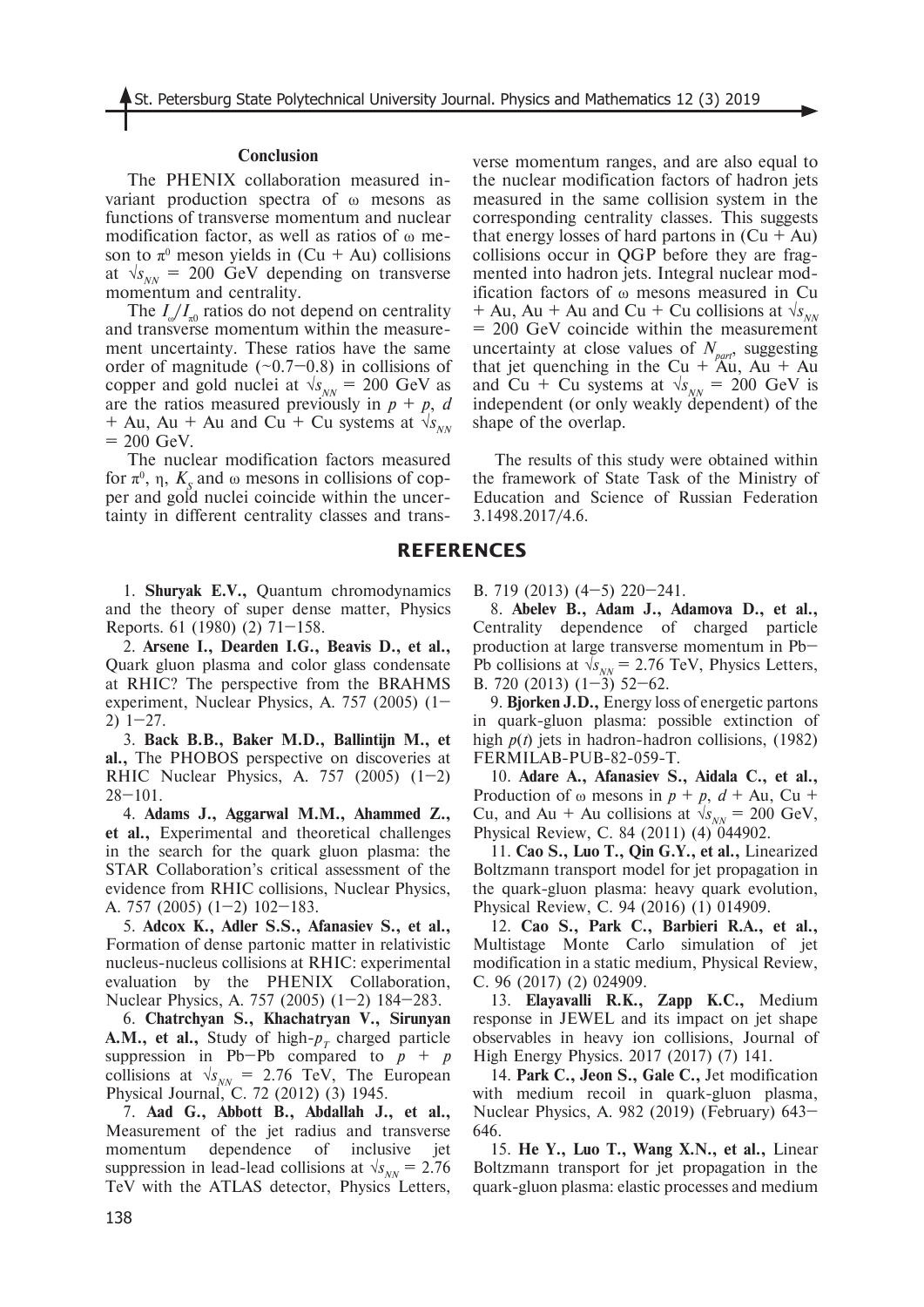## Conclusion

The PHENIX collaboration measured invariant production spectra of ω mesons as functions of transverse momentum and nuclear modification factor, as well as ratios of ω meson to $\pi^0$ meson yields in (Cu + Au) collisions at $\sqrt{s_{NN}}$ = 200 GeV depending on transverse momentum and centrality.

The $I_\omega/I_{\pi 0}$ ratios do not depend on centrality and transverse momentum within the measurement uncertainty. These ratios have the same order of magnitude (~0.7–0.8) in collisions of copper and gold nuclei at $\sqrt{s_{NN}}$ = 200 GeV as are the ratios measured previously in $p$ + $p$, $d$ + Au, Au + Au and Cu + Cu systems at $\sqrt{s_{NN}}$ = 200 GeV.

The nuclear modification factors measured for $\pi^0$, η, $K_s$ and ω mesons in collisions of copper and gold nuclei coincide within the uncertainty in different centrality classes and transverse momentum ranges, and are also equal to the nuclear modification factors of hadron jets measured in the same collision system in the corresponding centrality classes. This suggests that energy losses of hard partons in (Cu + Au) collisions occur in QGP before they are fragmented into hadron jets. Integral nuclear modification factors of ω mesons measured in Cu + Au, Au + Au and Cu + Cu collisions at $\sqrt{s_{NN}}$ = 200 GeV coincide within the measurement uncertainty at close values of $N_{part}$, suggesting that jet quenching in the Cu + Au, Au + Au and Cu + Cu systems at $\sqrt{s_{NN}}$ = 200 GeV is independent (or only weakly dependent) of the shape of the overlap.

The results of this study were obtained within the framework of State Task of the Ministry of Education and Science of Russian Federation 3.1498.2017/4.6.

## REFERENCES

1. **Shuryak E.V.,** Quantum chromodynamics and the theory of super dense matter, Physics Reports. 61 (1980) (2) 71–158.

2. **Arsene I., Dearden I.G., Beavis D., et al.,** Quark gluon plasma and color glass condensate at RHIC? The perspective from the BRAHMS experiment, Nuclear Physics, A. 757 (2005) (1–2) 1–27.

3. **Back B.B., Baker M.D., Ballintijn M., et al.,** The PHOBOS perspective on discoveries at RHIC Nuclear Physics, A. 757 (2005) (1–2) 28–101.

4. **Adams J., Aggarwal M.M., Ahammed Z., et al.,** Experimental and theoretical challenges in the search for the quark gluon plasma: the STAR Collaboration's critical assessment of the evidence from RHIC collisions, Nuclear Physics, A. 757 (2005) (1–2) 102–183.

5. **Adcox K., Adler S.S., Afanasiev S., et al.,** Formation of dense partonic matter in relativistic nucleus-nucleus collisions at RHIC: experimental evaluation by the PHENIX Collaboration, Nuclear Physics, A. 757 (2005) (1–2) 184–283.

6. **Chatrchyan S., Khachatryan V., Sirunyan A.M., et al.,** Study of high-$p_T$ charged particle suppression in Pb–Pb compared to $p$ + $p$ collisions at $\sqrt{s_{NN}}$ = 2.76 TeV, The European Physical Journal, C. 72 (2012) (3) 1945.

7. **Aad G., Abbott B., Abdallah J., et al.,** Measurement of the jet radius and transverse momentum dependence of inclusive jet suppression in lead-lead collisions at $\sqrt{s_{NN}}$ = 2.76 TeV with the ATLAS detector, Physics Letters, B. 719 (2013) (4–5) 220–241.

8. **Abelev B., Adam J., Adamova D., et al.,** Centrality dependence of charged particle production at large transverse momentum in Pb–Pb collisions at $\sqrt{s_{NN}}$ = 2.76 TeV, Physics Letters, B. 720 (2013) (1–3) 52–62.

9. **Bjorken J.D.,** Energy loss of energetic partons in quark-gluon plasma: possible extinction of high $p(t)$ jets in hadron-hadron collisions, (1982) FERMILAB-PUB-82-059-T.

10. **Adare A., Afanasiev S., Aidala C., et al.,** Production of ω mesons in $p$ + $p$, $d$ + Au, Cu + Cu, and Au + Au collisions at $\sqrt{s_{NN}}$ = 200 GeV, Physical Review, C. 84 (2011) (4) 044902.

11. **Cao S., Luo T., Qin G.Y., et al.,** Linearized Boltzmann transport model for jet propagation in the quark-gluon plasma: heavy quark evolution, Physical Review, C. 94 (2016) (1) 014909.

12. **Cao S., Park C., Barbieri R.A., et al.,** Multistage Monte Carlo simulation of jet modification in a static medium, Physical Review, C. 96 (2017) (2) 024909.

13. **Elayavalli R.K., Zapp K.C.,** Medium response in JEWEL and its impact on jet shape observables in heavy ion collisions, Journal of High Energy Physics. 2017 (2017) (7) 141.

14. **Park C., Jeon S., Gale C.,** Jet modification with medium recoil in quark-gluon plasma, Nuclear Physics, A. 982 (2019) (February) 643–646.

15. **He Y., Luo T., Wang X.N., et al.,** Linear Boltzmann transport for jet propagation in the quark-gluon plasma: elastic processes and medium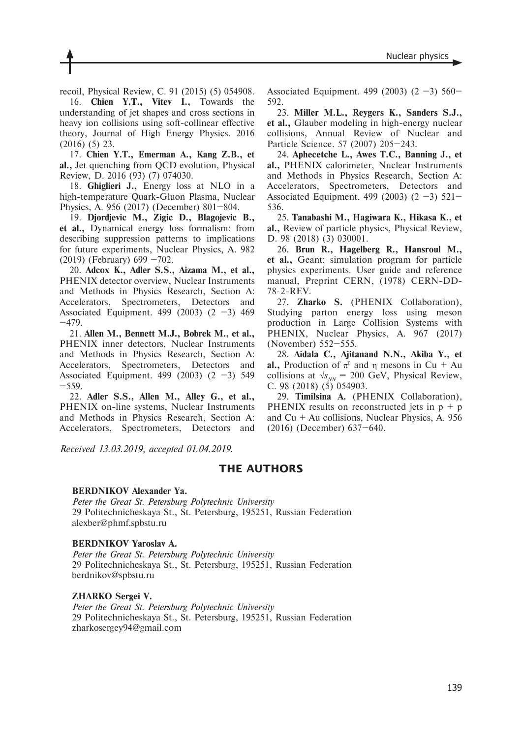recoil, Physical Review, C. 91 (2015) (5) 054908.

16. **Chien Y.T., Vitev I.,** Towards the understanding of jet shapes and cross sections in heavy ion collisions using soft-collinear effective theory, Journal of High Energy Physics. 2016 (2016) (5) 23.

17. **Chien Y.T., Emerman A., Kang Z.B., et al.,** Jet quenching from QCD evolution, Physical Review, D. 2016 (93) (7) 074030.

18. **Ghiglieri J.,** Energy loss at NLO in a high-temperature Quark-Gluon Plasma, Nuclear Physics, A. 956 (2017) (December) 801–804.

19. **Djordjevic M., Zigic D., Blagojevic B., et al.,** Dynamical energy loss formalism: from describing suppression patterns to implications for future experiments, Nuclear Physics, A. 982 (2019) (February) 699 –702.

20. **Adcox K., Adler S.S., Aizama M., et al.,** PHENIX detector overview, Nuclear Instruments and Methods in Physics Research, Section A: Accelerators, Spectrometers, Detectors and Associated Equipment. 499 (2003) (2 –3) 469 –479.

21. **Allen M., Bennett M.J., Bobrek M., et al.,** PHENIX inner detectors, Nuclear Instruments and Methods in Physics Research, Section A: Accelerators, Spectrometers, Detectors and Associated Equipment. 499 (2003) (2 –3) 549 –559.

22. **Adler S.S., Allen M., Alley G., et al.,** PHENIX on-line systems, Nuclear Instruments and Methods in Physics Research, Section A: Accelerators, Spectrometers, Detectors and Associated Equipment. 499 (2003) (2 –3) 560–592.

23. **Miller M.L., Reygers K., Sanders S.J., et al.,** Glauber modeling in high-energy nuclear collisions, Annual Review of Nuclear and Particle Science. 57 (2007) 205–243.

24. **Aphecetche L., Awes T.C., Banning J., et al.,** PHENIX calorimeter, Nuclear Instruments and Methods in Physics Research, Section A: Accelerators, Spectrometers, Detectors and Associated Equipment. 499 (2003) (2 –3) 521–536.

25. **Tanabashi M., Hagiwara K., Hikasa K., et al.,** Review of particle physics, Physical Review, D. 98 (2018) (3) 030001.

26. **Brun R., Hagelberg R., Hansroul M., et al.,** Geant: simulation program for particle physics experiments. User guide and reference manual, Preprint CERN, (1978) CERN-DD-78-2-REV.

27. **Zharko S.** (PHENIX Collaboration), Studying parton energy loss using meson production in Large Collision Systems with PHENIX, Nuclear Physics, A. 967 (2017) (November) 552–555.

28. **Aidala C., Ajitanand N.N., Akiba Y., et al.,** Production of $\pi^0$ and $\eta$ mesons in Cu + Au collisions at $\sqrt{s_{NN}}$ = 200 GeV, Physical Review, C. 98 (2018) (5) 054903.

29. **Timilsina A.** (PHENIX Collaboration), PHENIX results on reconstructed jets in p + p and Cu + Au collisions, Nuclear Physics, A. 956 (2016) (December) 637–640.

*Received 13.03.2019, accepted 01.04.2019.*

## THE AUTHORS

**BERDNIKOV Alexander Ya.**
*Peter the Great St. Petersburg Polytechnic University*
29 Politechnicheskaya St., St. Petersburg, 195251, Russian Federation
alexber@phmf.spbstu.ru

**BERDNIKOV Yaroslav A.**
*Peter the Great St. Petersburg Polytechnic University*
29 Politechnicheskaya St., St. Petersburg, 195251, Russian Federation
berdnikov@spbstu.ru

**ZHARKO Sergei V.**
*Peter the Great St. Petersburg Polytechnic University*
29 Politechnicheskaya St., St. Petersburg, 195251, Russian Federation
zharkosergey94@gmail.com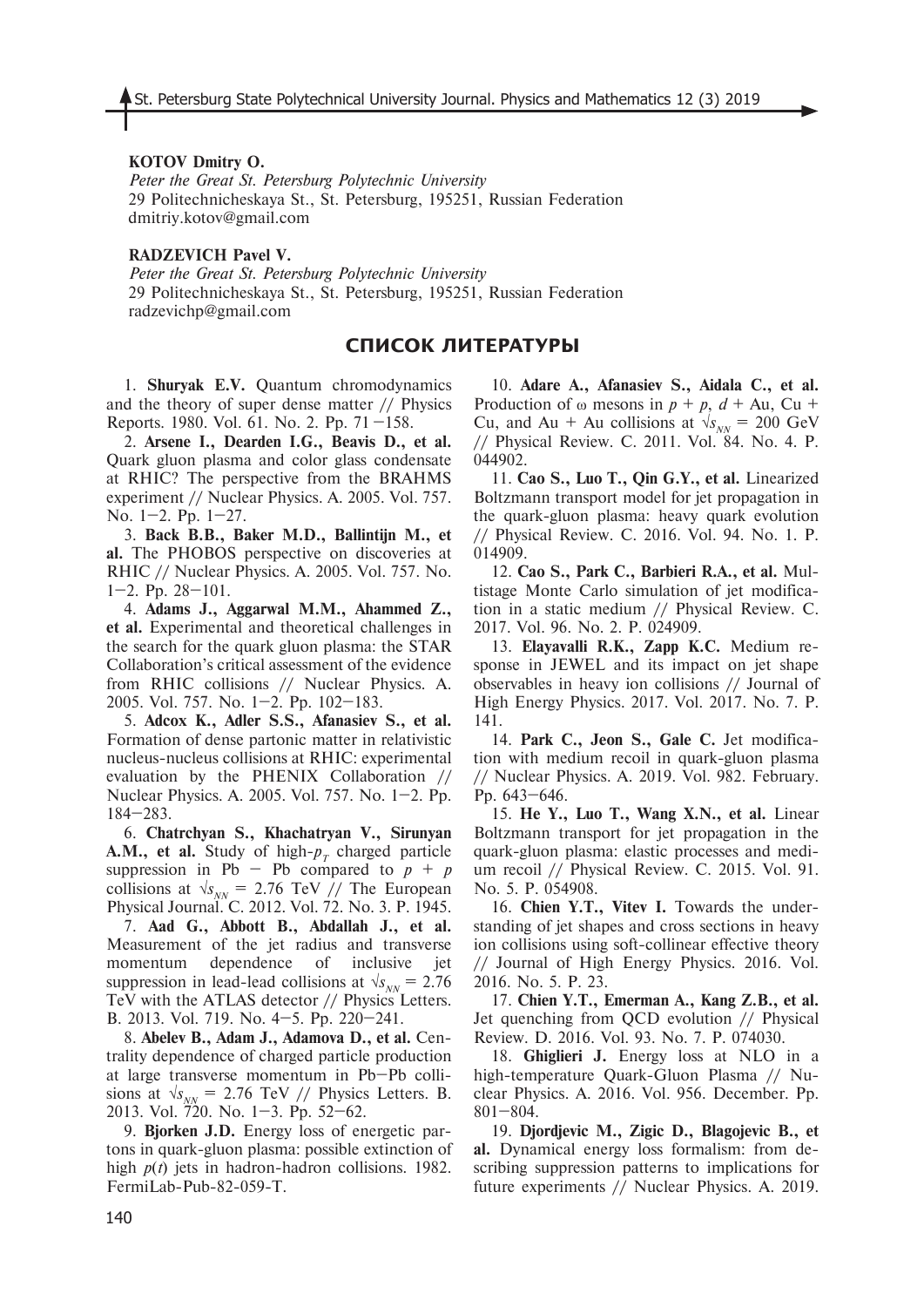**KOTOV Dmitry O.**

*Peter the Great St. Petersburg Polytechnic University*

29 Politechnicheskaya St., St. Petersburg, 195251, Russian Federation

dmitriy.kotov@gmail.com

**RADZEVICH Pavel V.**

*Peter the Great St. Petersburg Polytechnic University*

29 Politechnicheskaya St., St. Petersburg, 195251, Russian Federation

radzevichp@gmail.com

## СПИСОК ЛИТЕРАТУРЫ

1. **Shuryak E.V.** Quantum chromodynamics and the theory of super dense matter // Physics Reports. 1980. Vol. 61. No. 2. Pp. 71–158.

2. **Arsene I., Dearden I.G., Beavis D., et al.** Quark gluon plasma and color glass condensate at RHIC? The perspective from the BRAHMS experiment // Nuclear Physics. A. 2005. Vol. 757. No. 1–2. Pp. 1–27.

3. **Back B.B., Baker M.D., Ballintijn M., et al.** The PHOBOS perspective on discoveries at RHIC // Nuclear Physics. A. 2005. Vol. 757. No. 1–2. Pp. 28–101.

4. **Adams J., Aggarwal M.M., Ahammed Z., et al.** Experimental and theoretical challenges in the search for the quark gluon plasma: the STAR Collaboration's critical assessment of the evidence from RHIC collisions // Nuclear Physics. A. 2005. Vol. 757. No. 1–2. Pp. 102–183.

5. **Adcox K., Adler S.S., Afanasiev S., et al.** Formation of dense partonic matter in relativistic nucleus-nucleus collisions at RHIC: experimental evaluation by the PHENIX Collaboration // Nuclear Physics. A. 2005. Vol. 757. No. 1–2. Pp. 184–283.

6. **Chatrchyan S., Khachatryan V., Sirunyan A.M., et al.** Study of high-$p_T$ charged particle suppression in Pb – Pb compared to $p + p$ collisions at $\sqrt{s_{NN}}$ = 2.76 TeV // The European Physical Journal. C. 2012. Vol. 72. No. 3. P. 1945.

7. **Aad G., Abbott B., Abdallah J., et al.** Measurement of the jet radius and transverse momentum dependence of inclusive jet suppression in lead-lead collisions at $\sqrt{s_{NN}}$ = 2.76 TeV with the ATLAS detector // Physics Letters. B. 2013. Vol. 719. No. 4–5. Pp. 220–241.

8. **Abelev B., Adam J., Adamova D., et al.** Centrality dependence of charged particle production at large transverse momentum in Pb–Pb collisions at $\sqrt{s_{NN}}$ = 2.76 TeV // Physics Letters. B. 2013. Vol. 720. No. 1–3. Pp. 52–62.

9. **Bjorken J.D.** Energy loss of energetic partons in quark-gluon plasma: possible extinction of high $p(t)$ jets in hadron-hadron collisions. 1982. FermiLab-Pub-82-059-T.

10. **Adare A., Afanasiev S., Aidala C., et al.** Production of ω mesons in $p + p$, $d$ + Au, Cu + Cu, and Au + Au collisions at $\sqrt{s_{NN}}$ = 200 GeV // Physical Review. C. 2011. Vol. 84. No. 4. P. 044902.

11. **Cao S., Luo T., Qin G.Y., et al.** Linearized Boltzmann transport model for jet propagation in the quark-gluon plasma: heavy quark evolution // Physical Review. C. 2016. Vol. 94. No. 1. P. 014909.

12. **Cao S., Park C., Barbieri R.A., et al.** Multistage Monte Carlo simulation of jet modification in a static medium // Physical Review. C. 2017. Vol. 96. No. 2. P. 024909.

13. **Elayavalli R.K., Zapp K.C.** Medium response in JEWEL and its impact on jet shape observables in heavy ion collisions // Journal of High Energy Physics. 2017. Vol. 2017. No. 7. P. 141.

14. **Park C., Jeon S., Gale C.** Jet modification with medium recoil in quark-gluon plasma // Nuclear Physics. A. 2019. Vol. 982. February. Pp. 643–646.

15. **He Y., Luo T., Wang X.N., et al.** Linear Boltzmann transport for jet propagation in the quark-gluon plasma: elastic processes and medium recoil // Physical Review. C. 2015. Vol. 91. No. 5. P. 054908.

16. **Chien Y.T., Vitev I.** Towards the understanding of jet shapes and cross sections in heavy ion collisions using soft-collinear effective theory // Journal of High Energy Physics. 2016. Vol. 2016. No. 5. P. 23.

17. **Chien Y.T., Emerman A., Kang Z.B., et al.** Jet quenching from QCD evolution // Physical Review. D. 2016. Vol. 93. No. 7. P. 074030.

18. **Ghiglieri J.** Energy loss at NLO in a high-temperature Quark-Gluon Plasma // Nuclear Physics. A. 2016. Vol. 956. December. Pp. 801–804.

19. **Djordjevic M., Zigic D., Blagojevic B., et al.** Dynamical energy loss formalism: from describing suppression patterns to implications for future experiments // Nuclear Physics. A. 2019.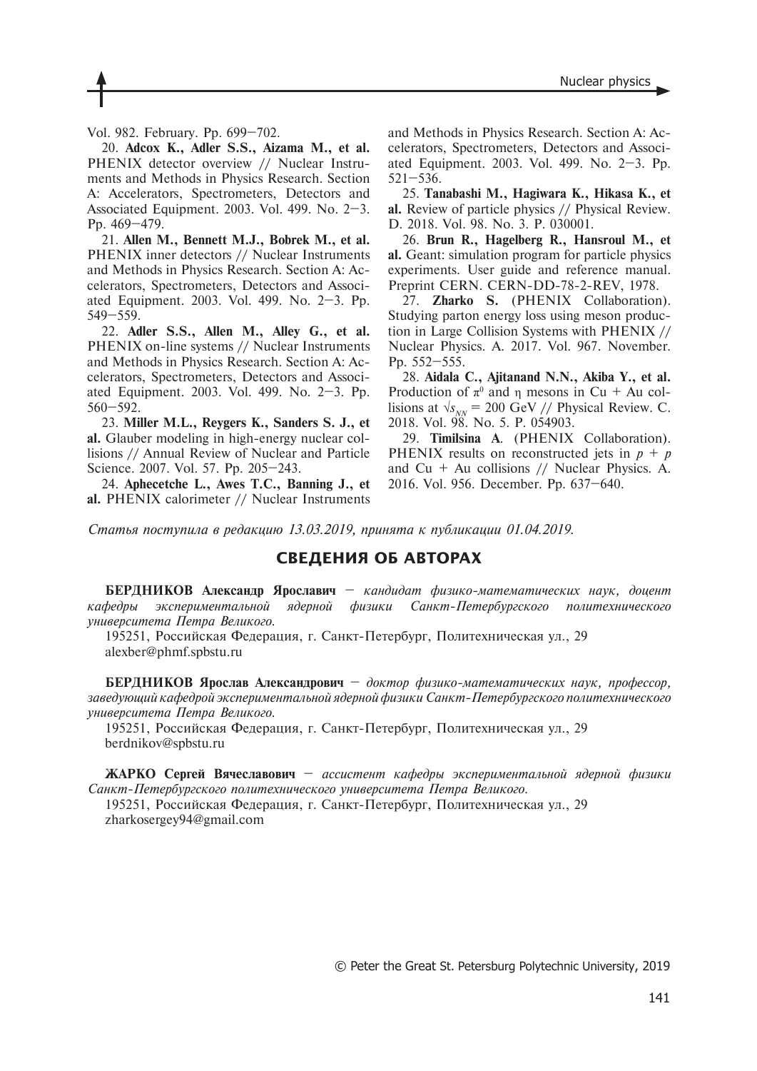Vol. 982. February. Pp. 699–702.

20. **Adcox K., Adler S.S., Aizama M., et al.** PHENIX detector overview // Nuclear Instruments and Methods in Physics Research. Section A: Accelerators, Spectrometers, Detectors and Associated Equipment. 2003. Vol. 499. No. 2–3. Pp. 469–479.

21. **Allen M., Bennett M.J., Bobrek M., et al.** PHENIX inner detectors // Nuclear Instruments and Methods in Physics Research. Section A: Accelerators, Spectrometers, Detectors and Associated Equipment. 2003. Vol. 499. No. 2–3. Pp. 549–559.

22. **Adler S.S., Allen M., Alley G., et al.** PHENIX on-line systems // Nuclear Instruments and Methods in Physics Research. Section A: Accelerators, Spectrometers, Detectors and Associated Equipment. 2003. Vol. 499. No. 2–3. Pp. 560–592.

23. **Miller M.L., Reygers K., Sanders S. J., et al.** Glauber modeling in high-energy nuclear collisions // Annual Review of Nuclear and Particle Science. 2007. Vol. 57. Pp. 205–243.

24. **Aphecetche L., Awes T.C., Banning J., et al.** PHENIX calorimeter // Nuclear Instruments and Methods in Physics Research. Section A: Accelerators, Spectrometers, Detectors and Associated Equipment. 2003. Vol. 499. No. 2–3. Pp. 521–536.

25. **Tanabashi M., Hagiwara K., Hikasa K., et al.** Review of particle physics // Physical Review. D. 2018. Vol. 98. No. 3. P. 030001.

26. **Brun R., Hagelberg R., Hansroul M., et al.** Geant: simulation program for particle physics experiments. User guide and reference manual. Preprint CERN. CERN-DD-78-2-REV, 1978.

27. **Zharko S.** (PHENIX Collaboration). Studying parton energy loss using meson production in Large Collision Systems with PHENIX // Nuclear Physics. A. 2017. Vol. 967. November. Pp. 552–555.

28. **Aidala C., Ajitanand N.N., Akiba Y., et al.** Production of $\pi^0$ and $\eta$ mesons in Cu + Au collisions at $\sqrt{s_{NN}}$ = 200 GeV // Physical Review. C. 2018. Vol. 98. No. 5. P. 054903.

29. **Timilsina A**. (PHENIX Collaboration). PHENIX results on reconstructed jets in $p + p$ and Cu + Au collisions // Nuclear Physics. A. 2016. Vol. 956. December. Pp. 637–640.

*Статья поступила в редакцию 13.03.2019, принята к публикации 01.04.2019.*

## СВЕДЕНИЯ ОБ АВТОРАХ

**БЕРДНИКОВ Александр Ярославич** – *кандидат физико-математических наук, доцент кафедры экспериментальной ядерной физики Санкт-Петербургского политехнического университета Петра Великого.*

195251, Российская Федерация, г. Санкт-Петербург, Политехническая ул., 29
alexber@phmf.spbstu.ru

**БЕРДНИКОВ Ярослав Александрович** – *доктор физико-математических наук, профессор, заведующий кафедрой экспериментальной ядерной физики Санкт-Петербургского политехнического университета Петра Великого.*

195251, Российская Федерация, г. Санкт-Петербург, Политехническая ул., 29
berdnikov@spbstu.ru

**ЖАРКО Сергей Вячеславович** – *ассистент кафедры экспериментальной ядерной физики Санкт-Петербургского политехнического университета Петра Великого.*

195251, Российская Федерация, г. Санкт-Петербург, Политехническая ул., 29
zharkosergey94@gmail.com

© Peter the Great St. Petersburg Polytechnic University, 2019